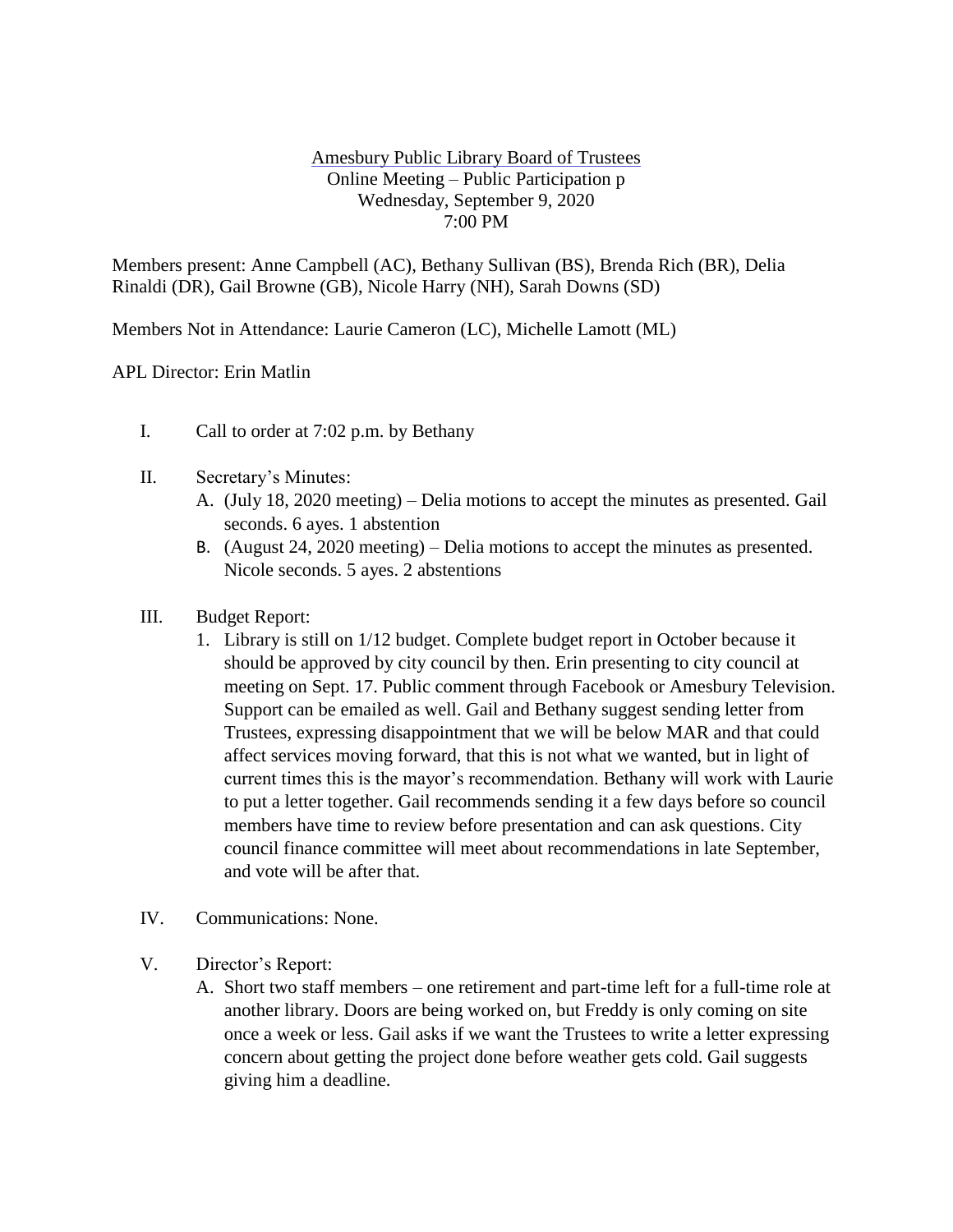Amesbury Public Library Board of Trustees
Online Meeting – Public Participation p
Wednesday, September 9, 2020
7:00 PM

Members present: Anne Campbell (AC), Bethany Sullivan (BS), Brenda Rich (BR), Delia Rinaldi (DR), Gail Browne (GB), Nicole Harry (NH), Sarah Downs (SD)

Members Not in Attendance: Laurie Cameron (LC), Michelle Lamott (ML)

APL Director: Erin Matlin

I. Call to order at 7:02 p.m. by Bethany

II. Secretary's Minutes:
   A. (July 18, 2020 meeting) – Delia motions to accept the minutes as presented. Gail seconds. 6 ayes. 1 abstention
   B. (August 24, 2020 meeting) – Delia motions to accept the minutes as presented. Nicole seconds. 5 ayes. 2 abstentions

III. Budget Report:
   1. Library is still on 1/12 budget. Complete budget report in October because it should be approved by city council by then. Erin presenting to city council at meeting on Sept. 17. Public comment through Facebook or Amesbury Television. Support can be emailed as well. Gail and Bethany suggest sending letter from Trustees, expressing disappointment that we will be below MAR and that could affect services moving forward, that this is not what we wanted, but in light of current times this is the mayor's recommendation. Bethany will work with Laurie to put a letter together. Gail recommends sending it a few days before so council members have time to review before presentation and can ask questions. City council finance committee will meet about recommendations in late September, and vote will be after that.

IV. Communications: None.

V. Director's Report:
   A. Short two staff members – one retirement and part-time left for a full-time role at another library. Doors are being worked on, but Freddy is only coming on site once a week or less. Gail asks if we want the Trustees to write a letter expressing concern about getting the project done before weather gets cold. Gail suggests giving him a deadline.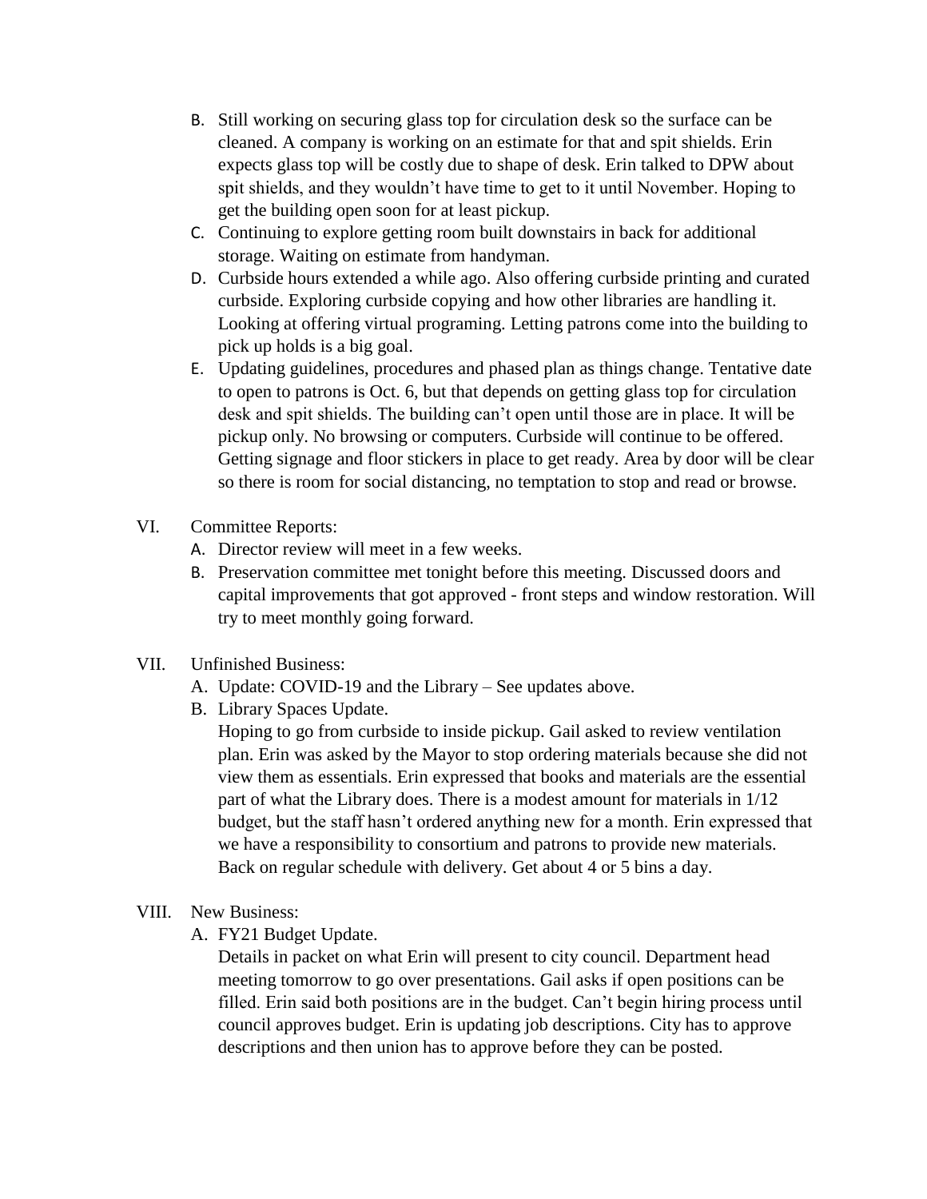B. Still working on securing glass top for circulation desk so the surface can be cleaned. A company is working on an estimate for that and spit shields. Erin expects glass top will be costly due to shape of desk. Erin talked to DPW about spit shields, and they wouldn't have time to get to it until November. Hoping to get the building open soon for at least pickup.

C. Continuing to explore getting room built downstairs in back for additional storage. Waiting on estimate from handyman.

D. Curbside hours extended a while ago. Also offering curbside printing and curated curbside. Exploring curbside copying and how other libraries are handling it. Looking at offering virtual programing. Letting patrons come into the building to pick up holds is a big goal.

E. Updating guidelines, procedures and phased plan as things change. Tentative date to open to patrons is Oct. 6, but that depends on getting glass top for circulation desk and spit shields. The building can't open until those are in place. It will be pickup only. No browsing or computers. Curbside will continue to be offered. Getting signage and floor stickers in place to get ready. Area by door will be clear so there is room for social distancing, no temptation to stop and read or browse.

VI. Committee Reports:

A. Director review will meet in a few weeks.

B. Preservation committee met tonight before this meeting. Discussed doors and capital improvements that got approved - front steps and window restoration. Will try to meet monthly going forward.

VII. Unfinished Business:

A. Update: COVID-19 and the Library – See updates above.

B. Library Spaces Update.

Hoping to go from curbside to inside pickup. Gail asked to review ventilation plan. Erin was asked by the Mayor to stop ordering materials because she did not view them as essentials. Erin expressed that books and materials are the essential part of what the Library does. There is a modest amount for materials in 1/12 budget, but the staff hasn't ordered anything new for a month. Erin expressed that we have a responsibility to consortium and patrons to provide new materials. Back on regular schedule with delivery. Get about 4 or 5 bins a day.

VIII. New Business:

A. FY21 Budget Update.

Details in packet on what Erin will present to city council. Department head meeting tomorrow to go over presentations. Gail asks if open positions can be filled. Erin said both positions are in the budget. Can't begin hiring process until council approves budget. Erin is updating job descriptions. City has to approve descriptions and then union has to approve before they can be posted.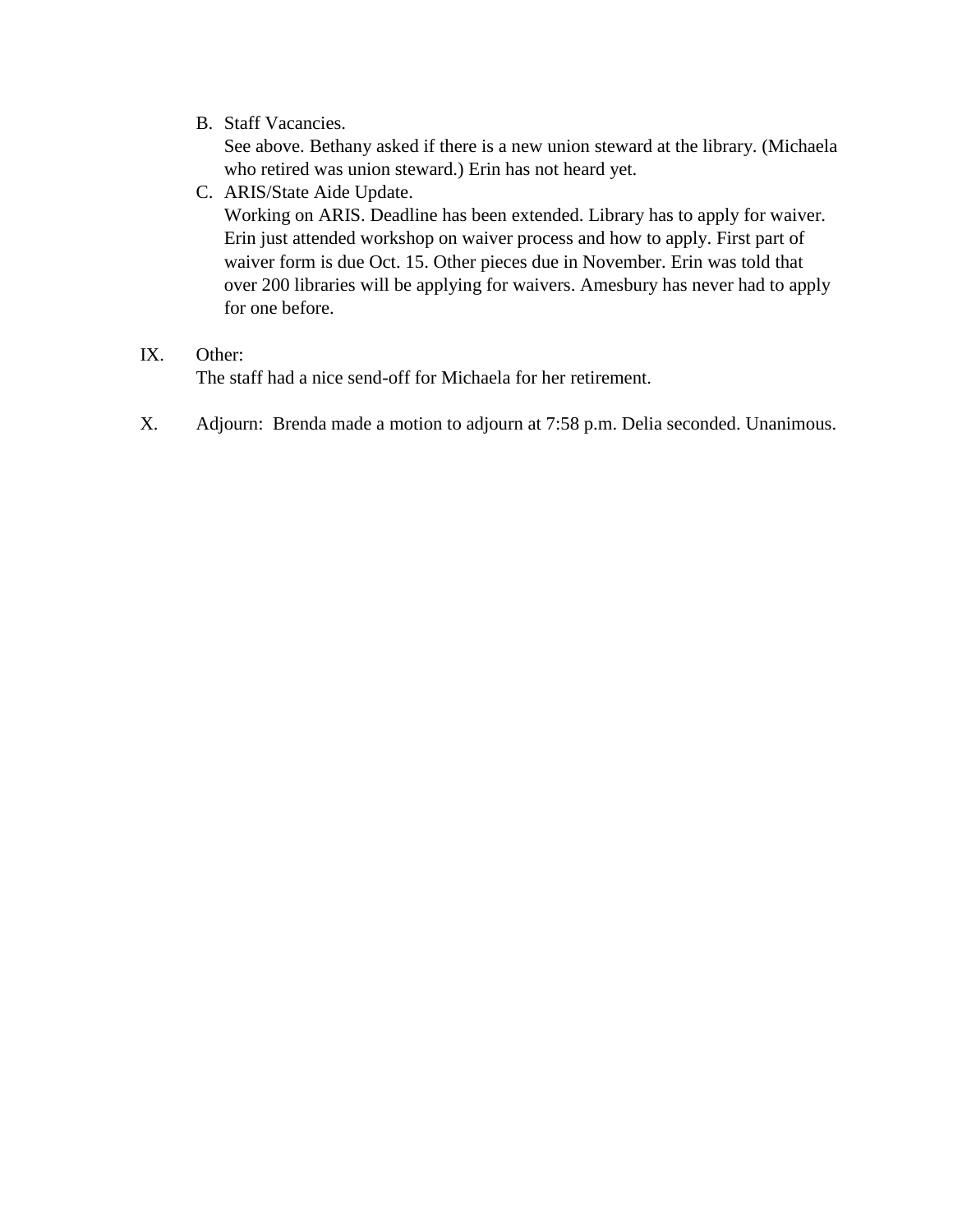B. Staff Vacancies.
   See above. Bethany asked if there is a new union steward at the library. (Michaela who retired was union steward.) Erin has not heard yet.

C. ARIS/State Aide Update.
   Working on ARIS. Deadline has been extended. Library has to apply for waiver. Erin just attended workshop on waiver process and how to apply. First part of waiver form is due Oct. 15. Other pieces due in November. Erin was told that over 200 libraries will be applying for waivers. Amesbury has never had to apply for one before.

IX. Other:
    The staff had a nice send-off for Michaela for her retirement.

X. Adjourn: Brenda made a motion to adjourn at 7:58 p.m. Delia seconded. Unanimous.